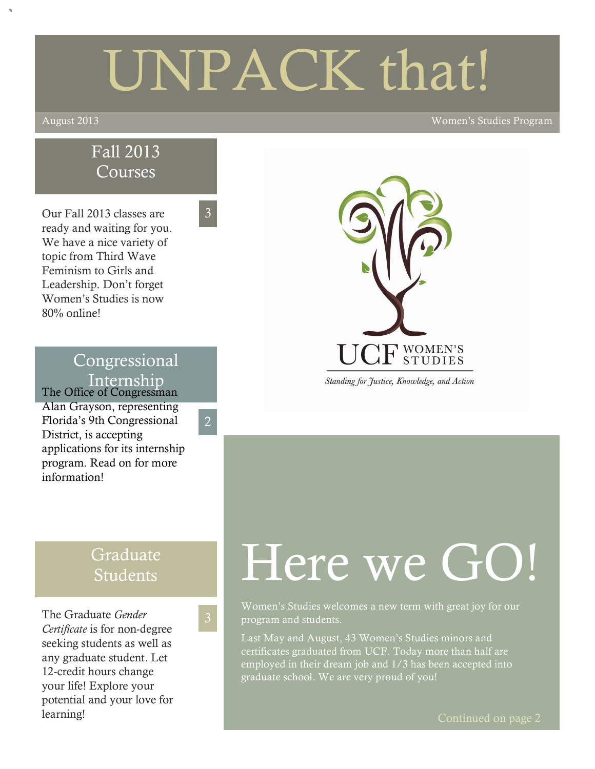# UNPACK that!

August 2013 — Women's Studies Program

## Fall 2013 Courses

3

Our Fall 2013 classes are ready and waiting for you. We have a nice variety of topic from Third Wave Feminism to Girls and Leadership. Don't forget Women's Studies is now 80% online!

## Congressional Internship

2

The Office of Congressman Alan Grayson, representing Florida's 9th Congressional District, is accepting applications for its internship program. Read on for more information!

## Graduate Students

3

The Graduate *Gender Certificate* is for non-degree seeking students as well as any graduate student. Let 12-credit hours change your life! Explore your potential and your love for learning!

UCF WOMEN'S STUDIES

*Standing for Justice, Knowledge, and Action*

# Here we GO!

Women's Studies welcomes a new term with great joy for our program and students.

Last May and August, 43 Women's Studies minors and certificates graduated from UCF. Today more than half are employed in their dream job and 1/3 has been accepted into graduate school. We are very proud of you!

Continued on page 2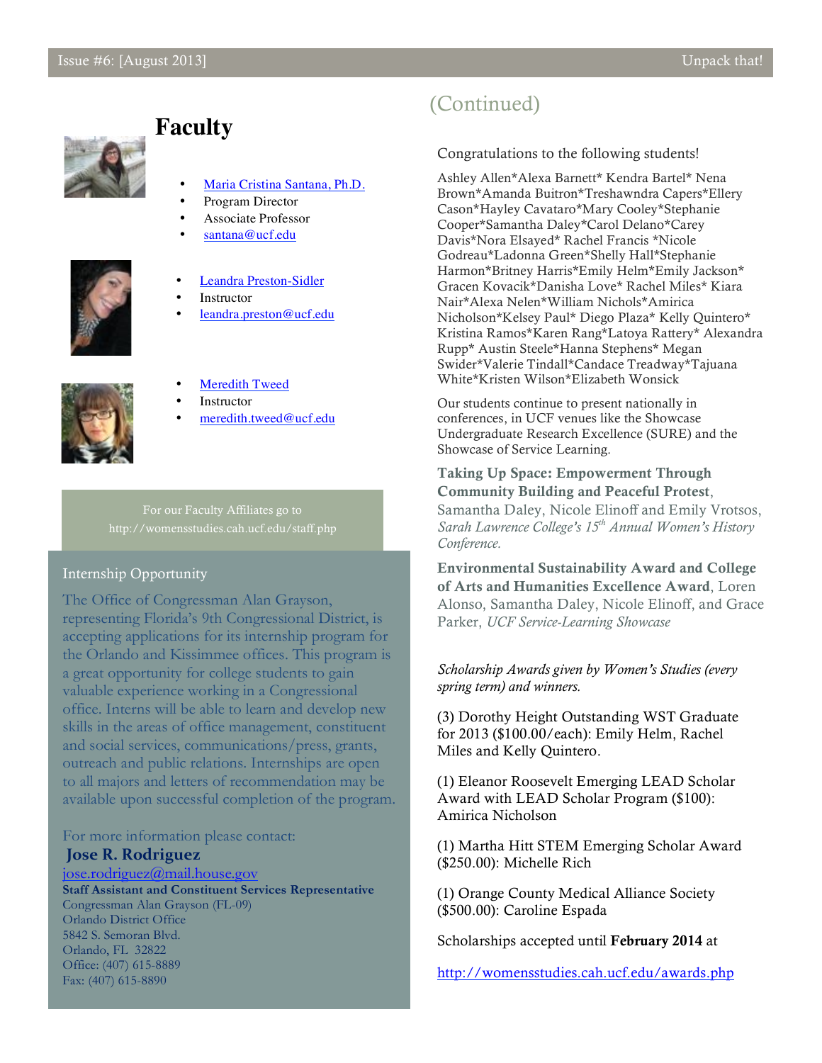# Faculty

- Maria Cristina Santana, Ph.D.
- Program Director
- Associate Professor
- santana@ucf.edu

- Leandra Preston-Sidler
- Instructor
- leandra.preston@ucf.edu

- Meredith Tweed
- Instructor
- meredith.tweed@ucf.edu

For our Faculty Affiliates go to http://womensstudies.cah.ucf.edu/staff.php

## Internship Opportunity

The Office of Congressman Alan Grayson, representing Florida's 9th Congressional District, is accepting applications for its internship program for the Orlando and Kissimmee offices. This program is a great opportunity for college students to gain valuable experience working in a Congressional office. Interns will be able to learn and develop new skills in the areas of office management, constituent and social services, communications/press, grants, outreach and public relations. Internships are open to all majors and letters of recommendation may be available upon successful completion of the program.

For more information please contact:

**Jose R. Rodriguez**
jose.rodriguez@mail.house.gov
**Staff Assistant and Constituent Services Representative**
Congressman Alan Grayson (FL-09)
Orlando District Office
5842 S. Semoran Blvd.
Orlando, FL 32822
Office: (407) 615-8889
Fax: (407) 615-8890

## (Continued)

Congratulations to the following students!

Ashley Allen*Alexa Barnett* Kendra Bartel* Nena Brown*Amanda Buitron*Treshawndra Capers*Ellery Cason*Hayley Cavataro*Mary Cooley*Stephanie Cooper*Samantha Daley*Carol Delano*Carey Davis*Nora Elsayed* Rachel Francis *Nicole Godreau*Ladonna Green*Shelly Hall*Stephanie Harmon*Britney Harris*Emily Helm*Emily Jackson* Gracen Kovacik*Danisha Love* Rachel Miles* Kiara Nair*Alexa Nelen*William Nichols*Amirica Nicholson*Kelsey Paul* Diego Plaza* Kelly Quintero* Kristina Ramos*Karen Rang*Latoya Rattery* Alexandra Rupp* Austin Steele*Hanna Stephens* Megan Swider*Valerie Tindall*Candace Treadway*Tajuana White*Kristen Wilson*Elizabeth Wonsick

Our students continue to present nationally in conferences, in UCF venues like the Showcase Undergraduate Research Excellence (SURE) and the Showcase of Service Learning.

**Taking Up Space: Empowerment Through Community Building and Peaceful Protest**, Samantha Daley, Nicole Elinoff and Emily Vrotsos, *Sarah Lawrence College's 15th Annual Women's History Conference.*

**Environmental Sustainability Award and College of Arts and Humanities Excellence Award**, Loren Alonso, Samantha Daley, Nicole Elinoff, and Grace Parker, *UCF Service-Learning Showcase*

*Scholarship Awards given by Women's Studies (every spring term) and winners.*

(3) Dorothy Height Outstanding WST Graduate for 2013 ($100.00/each): Emily Helm, Rachel Miles and Kelly Quintero.

(1) Eleanor Roosevelt Emerging LEAD Scholar Award with LEAD Scholar Program ($100): Amirica Nicholson

(1) Martha Hitt STEM Emerging Scholar Award ($250.00): Michelle Rich

(1) Orange County Medical Alliance Society ($500.00): Caroline Espada

Scholarships accepted until **February 2014** at

http://womensstudies.cah.ucf.edu/awards.php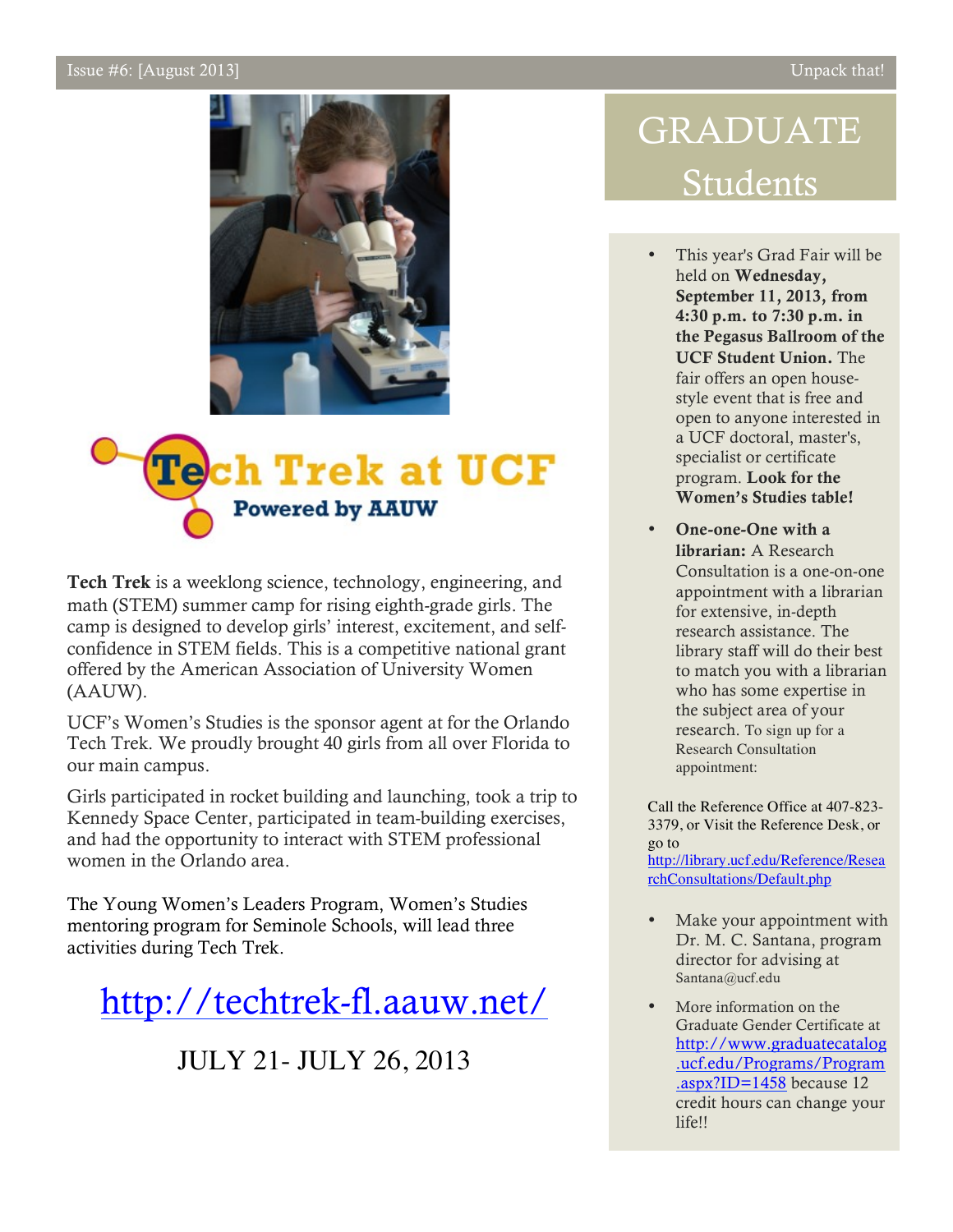# Tech Trek at UCF

**Powered by AAUW**

**Tech Trek** is a weeklong science, technology, engineering, and math (STEM) summer camp for rising eighth-grade girls. The camp is designed to develop girls' interest, excitement, and self-confidence in STEM fields. This is a competitive national grant offered by the American Association of University Women (AAUW).

UCF's Women's Studies is the sponsor agent at for the Orlando Tech Trek. We proudly brought 40 girls from all over Florida to our main campus.

Girls participated in rocket building and launching, took a trip to Kennedy Space Center, participated in team-building exercises, and had the opportunity to interact with STEM professional women in the Orlando area.

The Young Women's Leaders Program, Women's Studies mentoring program for Seminole Schools, will lead three activities during Tech Trek.

http://techtrek-fl.aauw.net/

JULY 21- JULY 26, 2013

# GRADUATE Students

- This year's Grad Fair will be held on **Wednesday, September 11, 2013, from 4:30 p.m. to 7:30 p.m. in the Pegasus Ballroom of the UCF Student Union.** The fair offers an open house-style event that is free and open to anyone interested in a UCF doctoral, master's, specialist or certificate program. **Look for the Women's Studies table!**
- **One-one-One with a librarian:** A Research Consultation is a one-on-one appointment with a librarian for extensive, in-depth research assistance. The library staff will do their best to match you with a librarian who has some expertise in the subject area of your research. To sign up for a Research Consultation appointment:

Call the Reference Office at 407-823-3379, or Visit the Reference Desk, or go to http://library.ucf.edu/Reference/ResearchConsultations/Default.php

- Make your appointment with Dr. M. C. Santana, program director for advising at Santana@ucf.edu
- More information on the Graduate Gender Certificate at http://www.graduatecatalog.ucf.edu/Programs/Program.aspx?ID=1458 because 12 credit hours can change your life!!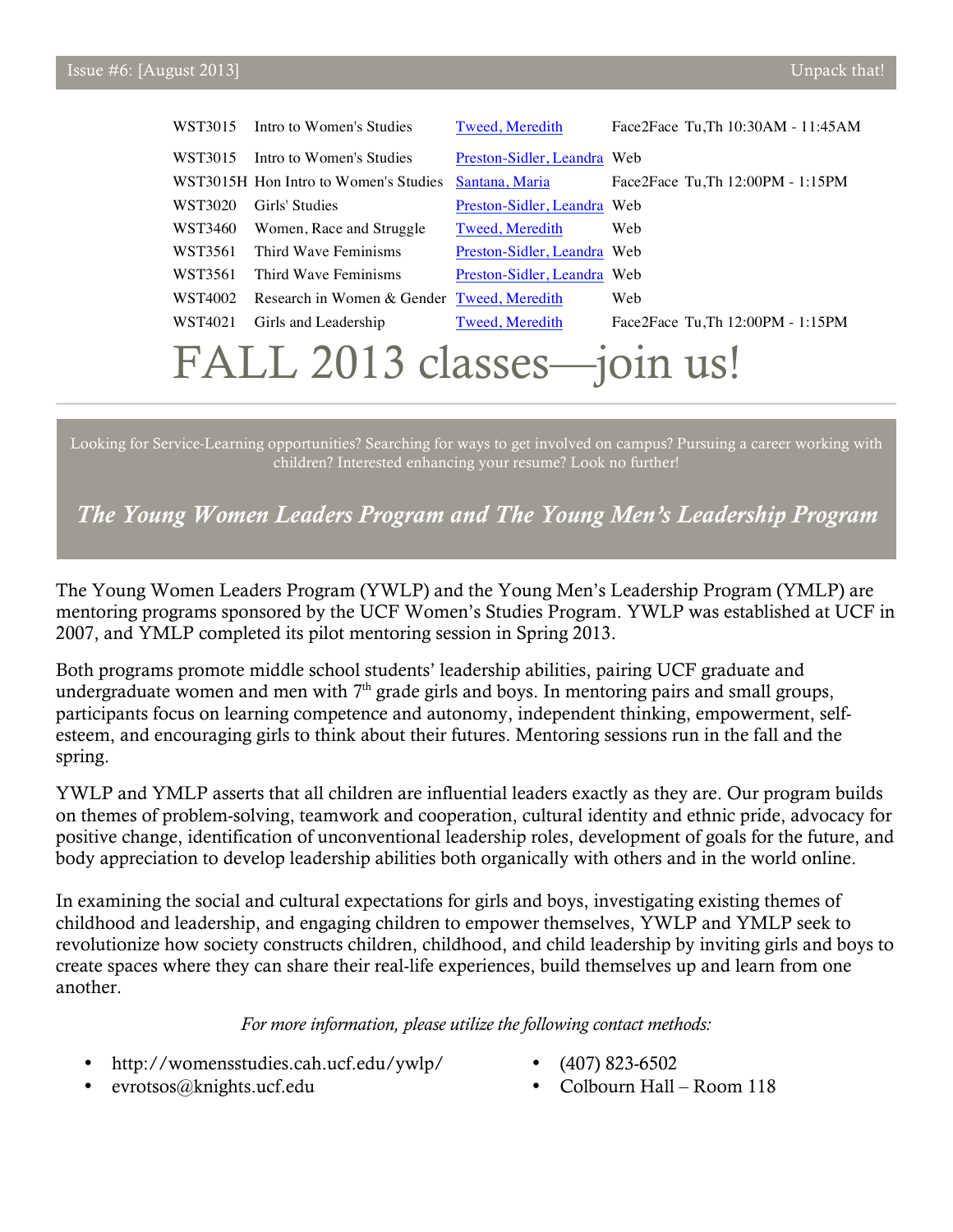| | | | |
|---|---|---|---|
| WST3015 | Intro to Women's Studies | Tweed, Meredith | Face2Face Tu,Th 10:30AM - 11:45AM |
| WST3015 | Intro to Women's Studies | Preston-Sidler, Leandra | Web |
| WST3015H | Hon Intro to Women's Studies | Santana, Maria | Face2Face Tu,Th 12:00PM - 1:15PM |
| WST3020 | Girls' Studies | Preston-Sidler, Leandra | Web |
| WST3460 | Women, Race and Struggle | Tweed, Meredith | Web |
| WST3561 | Third Wave Feminisms | Preston-Sidler, Leandra | Web |
| WST3561 | Third Wave Feminisms | Preston-Sidler, Leandra | Web |
| WST4002 | Research in Women & Gender | Tweed, Meredith | Web |
| WST4021 | Girls and Leadership | Tweed, Meredith | Face2Face Tu,Th 12:00PM - 1:15PM |

# FALL 2013 classes—join us!

Looking for Service-Learning opportunities? Searching for ways to get involved on campus? Pursuing a career working with children? Interested enhancing your resume? Look no further!

## *The Young Women Leaders Program and The Young Men's Leadership Program*

The Young Women Leaders Program (YWLP) and the Young Men's Leadership Program (YMLP) are mentoring programs sponsored by the UCF Women's Studies Program. YWLP was established at UCF in 2007, and YMLP completed its pilot mentoring session in Spring 2013.

Both programs promote middle school students' leadership abilities, pairing UCF graduate and undergraduate women and men with 7th grade girls and boys. In mentoring pairs and small groups, participants focus on learning competence and autonomy, independent thinking, empowerment, self-esteem, and encouraging girls to think about their futures. Mentoring sessions run in the fall and the spring.

YWLP and YMLP asserts that all children are influential leaders exactly as they are. Our program builds on themes of problem-solving, teamwork and cooperation, cultural identity and ethnic pride, advocacy for positive change, identification of unconventional leadership roles, development of goals for the future, and body appreciation to develop leadership abilities both organically with others and in the world online.

In examining the social and cultural expectations for girls and boys, investigating existing themes of childhood and leadership, and engaging children to empower themselves, YWLP and YMLP seek to revolutionize how society constructs children, childhood, and child leadership by inviting girls and boys to create spaces where they can share their real-life experiences, build themselves up and learn from one another.

*For more information, please utilize the following contact methods:*

- http://womensstudies.cah.ucf.edu/ywlp/
- evrotsos@knights.ucf.edu
- (407) 823-6502
- Colbourn Hall – Room 118